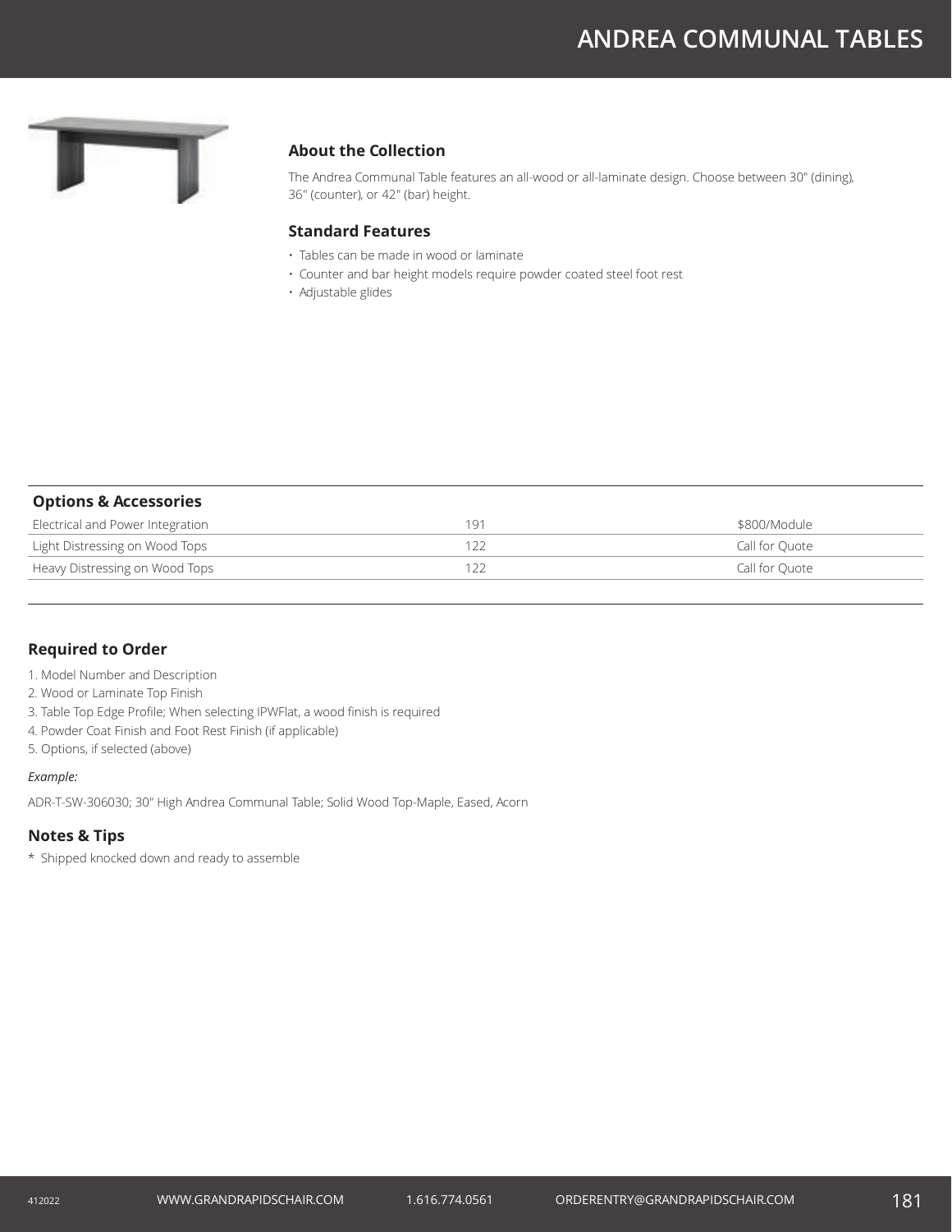# ANDREA COMMUNAL TABLES

## About the Collection

The Andrea Communal Table features an all-wood or all-laminate design. Choose between 30" (dining), 36" (counter), or 42" (bar) height.

## Standard Features

- Tables can be made in wood or laminate
- Counter and bar height models require powder coated steel foot rest
- Adjustable glides

## Options & Accessories

| Options & Accessories | | |
|---|---|---|
| Electrical and Power Integration | 191 | $800/Module |
| Light Distressing on Wood Tops | 122 | Call for Quote |
| Heavy Distressing on Wood Tops | 122 | Call for Quote |

## Required to Order

1. Model Number and Description
2. Wood or Laminate Top Finish
3. Table Top Edge Profile; When selecting IPWFlat, a wood finish is required
4. Powder Coat Finish and Foot Rest Finish (if applicable)
5. Options, if selected (above)

*Example:*

ADR-T-SW-306030; 30" High Andrea Communal Table; Solid Wood Top-Maple, Eased, Acorn

## Notes & Tips

\* Shipped knocked down and ready to assemble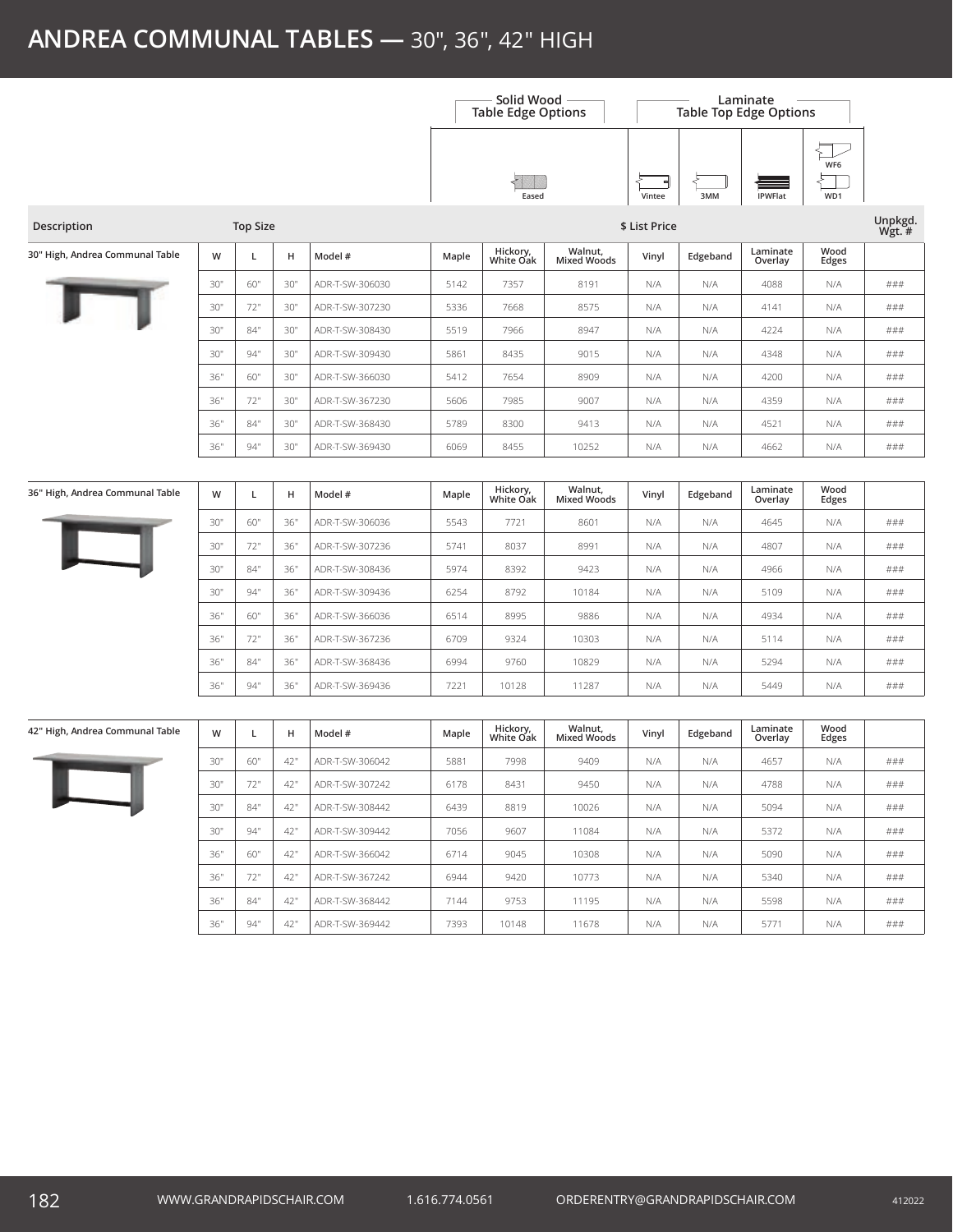# ANDREA COMMUNAL TABLES — 30", 36", 42" HIGH

| | | | | | Solid Wood Table Edge Options | | | Laminate Table Top Edge Options | | | | |
|---|---|---|---|---|---|---|---|---|---|---|---|---|
| | | | | | Eased | | | Vintee | 3MM | IPWFlat | WF6 / WD1 | |
| **Description** | **Top Size** | | | | **$ List Price** | | | | | | | **Unpkgd. Wgt. #** |
| 30" High, Andrea Communal Table | W | L | H | Model # | Maple | Hickory, White Oak | Walnut, Mixed Woods | Vinyl | Edgeband | Laminate Overlay | Wood Edges | |
| | 30" | 60" | 30" | ADR-T-SW-306030 | 5142 | 7357 | 8191 | N/A | N/A | 4088 | N/A | ### |
| | 30" | 72" | 30" | ADR-T-SW-307230 | 5336 | 7668 | 8575 | N/A | N/A | 4141 | N/A | ### |
| | 30" | 84" | 30" | ADR-T-SW-308430 | 5519 | 7966 | 8947 | N/A | N/A | 4224 | N/A | ### |
| | 30" | 94" | 30" | ADR-T-SW-309430 | 5861 | 8435 | 9015 | N/A | N/A | 4348 | N/A | ### |
| | 36" | 60" | 30" | ADR-T-SW-366030 | 5412 | 7654 | 8909 | N/A | N/A | 4200 | N/A | ### |
| | 36" | 72" | 30" | ADR-T-SW-367230 | 5606 | 7985 | 9007 | N/A | N/A | 4359 | N/A | ### |
| | 36" | 84" | 30" | ADR-T-SW-368430 | 5789 | 8300 | 9413 | N/A | N/A | 4521 | N/A | ### |
| | 36" | 94" | 30" | ADR-T-SW-369430 | 6069 | 8455 | 10252 | N/A | N/A | 4662 | N/A | ### |
| 36" High, Andrea Communal Table | W | L | H | Model # | Maple | Hickory, White Oak | Walnut, Mixed Woods | Vinyl | Edgeband | Laminate Overlay | Wood Edges | |
| | 30" | 60" | 36" | ADR-T-SW-306036 | 5543 | 7721 | 8601 | N/A | N/A | 4645 | N/A | ### |
| | 30" | 72" | 36" | ADR-T-SW-307236 | 5741 | 8037 | 8991 | N/A | N/A | 4807 | N/A | ### |
| | 30" | 84" | 36" | ADR-T-SW-308436 | 5974 | 8392 | 9423 | N/A | N/A | 4966 | N/A | ### |
| | 30" | 94" | 36" | ADR-T-SW-309436 | 6254 | 8792 | 10184 | N/A | N/A | 5109 | N/A | ### |
| | 36" | 60" | 36" | ADR-T-SW-366036 | 6514 | 8995 | 9886 | N/A | N/A | 4934 | N/A | ### |
| | 36" | 72" | 36" | ADR-T-SW-367236 | 6709 | 9324 | 10303 | N/A | N/A | 5114 | N/A | ### |
| | 36" | 84" | 36" | ADR-T-SW-368436 | 6994 | 9760 | 10829 | N/A | N/A | 5294 | N/A | ### |
| | 36" | 94" | 36" | ADR-T-SW-369436 | 7221 | 10128 | 11287 | N/A | N/A | 5449 | N/A | ### |
| 42" High, Andrea Communal Table | W | L | H | Model # | Maple | Hickory, White Oak | Walnut, Mixed Woods | Vinyl | Edgeband | Laminate Overlay | Wood Edges | |
| | 30" | 60" | 42" | ADR-T-SW-306042 | 5881 | 7998 | 9409 | N/A | N/A | 4657 | N/A | ### |
| | 30" | 72" | 42" | ADR-T-SW-307242 | 6178 | 8431 | 9450 | N/A | N/A | 4788 | N/A | ### |
| | 30" | 84" | 42" | ADR-T-SW-308442 | 6439 | 8819 | 10026 | N/A | N/A | 5094 | N/A | ### |
| | 30" | 94" | 42" | ADR-T-SW-309442 | 7056 | 9607 | 11084 | N/A | N/A | 5372 | N/A | ### |
| | 36" | 60" | 42" | ADR-T-SW-366042 | 6714 | 9045 | 10308 | N/A | N/A | 5090 | N/A | ### |
| | 36" | 72" | 42" | ADR-T-SW-367242 | 6944 | 9420 | 10773 | N/A | N/A | 5340 | N/A | ### |
| | 36" | 84" | 42" | ADR-T-SW-368442 | 7144 | 9753 | 11195 | N/A | N/A | 5598 | N/A | ### |
| | 36" | 94" | 42" | ADR-T-SW-369442 | 7393 | 10148 | 11678 | N/A | N/A | 5771 | N/A | ### |

WWW.GRANDRAPIDSCHAIR.COM 1.616.774.0561 ORDERENTRY@GRANDRAPIDSCHAIR.COM 412022